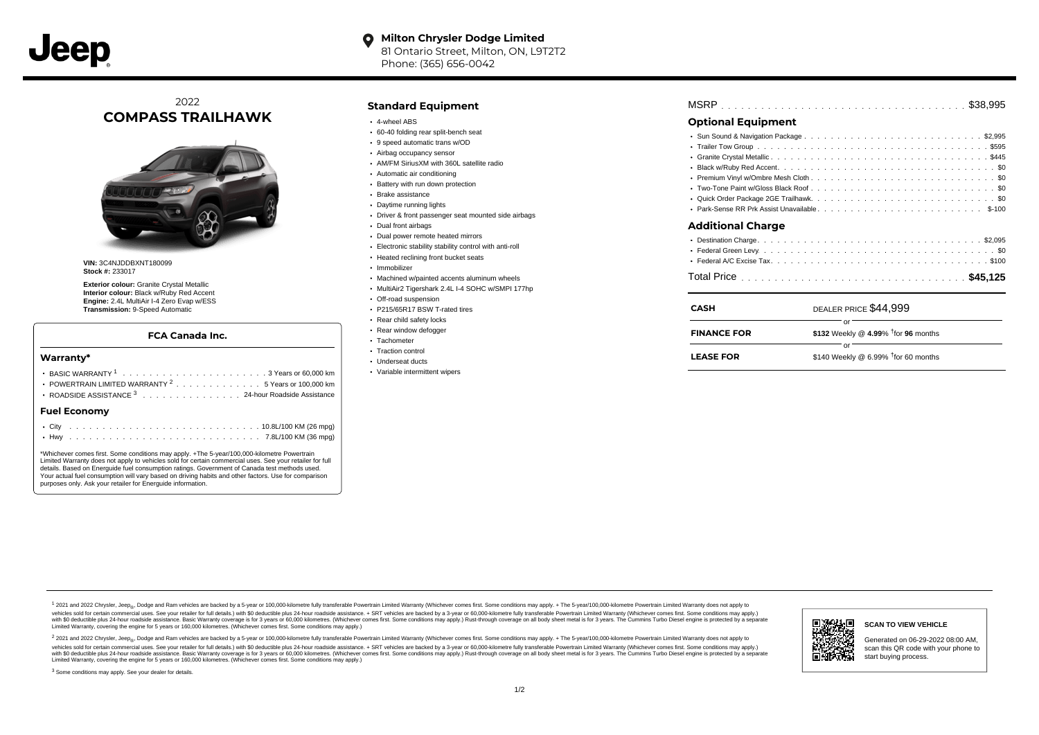Jeep

**Milton Chrysler Dodge Limited**
81 Ontario Street, Milton, ON, L9T2T2
Phone: (365) 656-0042

2022
# COMPASS TRAILHAWK

**VIN:** 3C4NJDDBXNT180099
**Stock #:** 233017

**Exterior colour:** Granite Crystal Metallic
**Interior colour:** Black w/Ruby Red Accent
**Engine:** 2.4L MultiAir I-4 Zero Evap w/ESS
**Transmission:** 9-Speed Automatic

### FCA Canada Inc.

## Warranty*

- BASIC WARRANTY [1] . . . . . . . . . . 3 Years or 60,000 km
- POWERTRAIN LIMITED WARRANTY [2] . . . . . . . . 5 Years or 100,000 km
- ROADSIDE ASSISTANCE [3] . . . . . . . . 24-hour Roadside Assistance

## Fuel Economy

- City . . . . . . . . . . 10.8L/100 KM (26 mpg)
- Hwy . . . . . . . . . . 7.8L/100 KM (36 mpg)

*Whichever comes first. Some conditions may apply. +The 5-year/100,000-kilometre Powertrain Limited Warranty does not apply to vehicles sold for certain commercial uses. See your retailer for full details. Based on Energuide fuel consumption ratings. Government of Canada test methods used. Your actual fuel consumption will vary based on driving habits and other factors. Use for comparison purposes only. Ask your retailer for Energuide information.

## Standard Equipment

- 4-wheel ABS
- 60-40 folding rear split-bench seat
- 9 speed automatic trans w/OD
- Airbag occupancy sensor
- AM/FM SiriusXM with 360L satellite radio
- Automatic air conditioning
- Battery with run down protection
- Brake assistance
- Daytime running lights
- Driver & front passenger seat mounted side airbags
- Dual front airbags
- Dual power remote heated mirrors
- Electronic stability stability control with anti-roll
- Heated reclining front bucket seats
- Immobilizer
- Machined w/painted accents aluminum wheels
- MultiAir2 Tigershark 2.4L I-4 SOHC w/SMPI 177hp
- Off-road suspension
- P215/65R17 BSW T-rated tires
- Rear child safety locks
- Rear window defogger
- Tachometer
- Traction control
- Underseat ducts
- Variable intermittent wipers

MSRP . . . . . . . . . . $38,995

## Optional Equipment

- Sun Sound & Navigation Package . . . . . . . . . . $2,995
- Trailer Tow Group . . . . . . . . . . $595
- Granite Crystal Metallic . . . . . . . . . . $445
- Black w/Ruby Red Accent . . . . . . . . . . $0
- Premium Vinyl w/Ombre Mesh Cloth . . . . . . . . . . $0
- Two-Tone Paint w/Gloss Black Roof . . . . . . . . . . $0
- Quick Order Package 2GE Trailhawk . . . . . . . . . . $0
- Park-Sense RR Prk Assist Unavailable . . . . . . . . . . $-100

## Additional Charge

- Destination Charge . . . . . . . . . . $2,095
- Federal Green Levy . . . . . . . . . . $0
- Federal A/C Excise Tax . . . . . . . . . . $100

Total Price . . . . . . . . . . **$45,125**

| | |
|---|---|
| **CASH** | DEALER PRICE $44,999 |
| | or |
| **FINANCE FOR** | **$132** Weekly @ **4.99**% †for **96** months |
| | or |
| **LEASE FOR** | $140 Weekly @ 6.99% †for 60 months |

[1] 2021 and 2022 Chrysler, Jeep®, Dodge and Ram vehicles are backed by a 5-year or 100,000-kilometre fully transferable Powertrain Limited Warranty (Whichever comes first. Some conditions may apply. + The 5-year/100,000-kilometre Powertrain Limited Warranty does not apply to vehicles sold for certain commercial uses. See your retailer for full details.) with $0 deductible plus 24-hour roadside assistance. + SRT vehicles are backed by a 3-year or 60,000-kilometre fully transferable Powertrain Limited Warranty (Whichever comes first. Some conditions may apply.) with $0 deductible plus 24-hour roadside assistance. Basic Warranty coverage is for 3 years or 60,000 kilometres. (Whichever comes first. Some conditions may apply.) Rust-through coverage on all body sheet metal is for 3 years. The Cummins Turbo Diesel engine is protected by a separate Limited Warranty, covering the engine for 5 years or 160,000 kilometres. (Whichever comes first. Some conditions may apply.)

[2] 2021 and 2022 Chrysler, Jeep®, Dodge and Ram vehicles are backed by a 5-year or 100,000-kilometre fully transferable Powertrain Limited Warranty (Whichever comes first. Some conditions may apply. + The 5-year/100,000-kilometre Powertrain Limited Warranty does not apply to vehicles sold for certain commercial uses. See your retailer for full details.) with $0 deductible plus 24-hour roadside assistance. + SRT vehicles are backed by a 3-year or 60,000-kilometre fully transferable Powertrain Limited Warranty (Whichever comes first. Some conditions may apply.) with $0 deductible plus 24-hour roadside assistance. Basic Warranty coverage is for 3 years or 60,000 kilometres. (Whichever comes first. Some conditions may apply.) Rust-through coverage on all body sheet metal is for 3 years. The Cummins Turbo Diesel engine is protected by a separate Limited Warranty, covering the engine for 5 years or 160,000 kilometres. (Whichever comes first. Some conditions may apply.)

[3] Some conditions may apply. See your dealer for details.

**SCAN TO VIEW VEHICLE**

Generated on 06-29-2022 08:00 AM, scan this QR code with your phone to start buying process.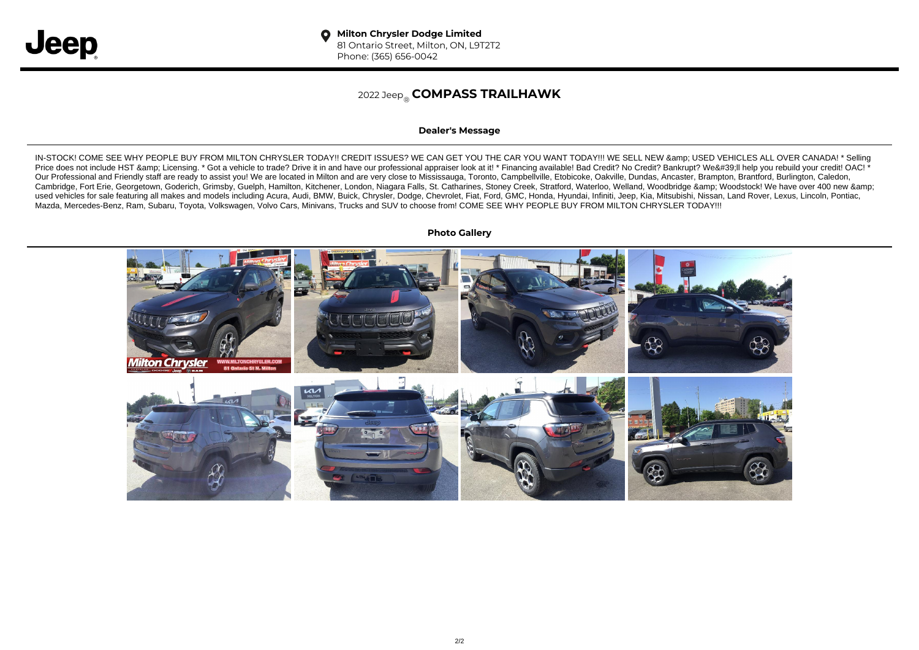**Milton Chrysler Dodge Limited**
81 Ontario Street, Milton, ON, L9T2T2
Phone: (365) 656-0042

# 2022 Jeep® COMPASS TRAILHAWK

## Dealer's Message

IN-STOCK! COME SEE WHY PEOPLE BUY FROM MILTON CHRYSLER TODAY!! CREDIT ISSUES? WE CAN GET YOU THE CAR YOU WANT TODAY!!! WE SELL NEW &amp; USED VEHICLES ALL OVER CANADA! * Selling Price does not include HST &amp; Licensing. * Got a vehicle to trade? Drive it in and have our professional appraiser look at it! * Financing available! Bad Credit? No Credit? Bankrupt? We&#39;ll help you rebuild your credit! OAC! * Our Professional and Friendly staff are ready to assist you! We are located in Milton and are very close to Mississauga, Toronto, Campbellville, Etobicoke, Oakville, Dundas, Ancaster, Brampton, Brantford, Burlington, Caledon, Cambridge, Fort Erie, Georgetown, Goderich, Grimsby, Guelph, Hamilton, Kitchener, London, Niagara Falls, St. Catharines, Stoney Creek, Stratford, Waterloo, Welland, Woodbridge &amp; Woodstock! We have over 400 new &amp; used vehicles for sale featuring all makes and models including Acura, Audi, BMW, Buick, Chrysler, Dodge, Chevrolet, Fiat, Ford, GMC, Honda, Hyundai, Infiniti, Jeep, Kia, Mitsubishi, Nissan, Land Rover, Lexus, Lincoln, Pontiac, Mazda, Mercedes-Benz, Ram, Subaru, Toyota, Volkswagen, Volvo Cars, Minivans, Trucks and SUV to choose from! COME SEE WHY PEOPLE BUY FROM MILTON CHRYSLER TODAY!!!

## Photo Gallery